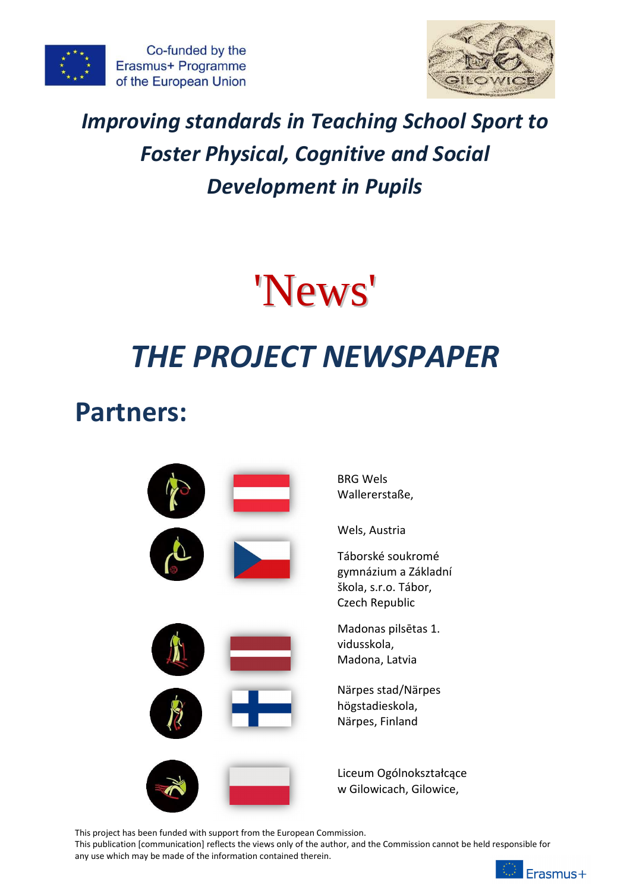Co-funded by the Erasmus+ Programme of the European Union

# *Improving standards in Teaching School Sport to Foster Physical, Cognitive and Social Development in Pupils*

# 'News'

# *THE PROJECT NEWSPAPER*

## Partners:

BRG Wels
Wallererstaße,

Wels, Austria

Táborské soukromé gymnázium a Základní škola, s.r.o. Tábor, Czech Republic

Madonas pilsētas 1. vidusskola, Madona, Latvia

Närpes stad/Närpes högstadieskola, Närpes, Finland

Liceum Ogólnokształcące w Gilowicach, Gilowice,

This project has been funded with support from the European Commission.
This publication [communication] reflects the views only of the author, and the Commission cannot be held responsible for any use which may be made of the information contained therein.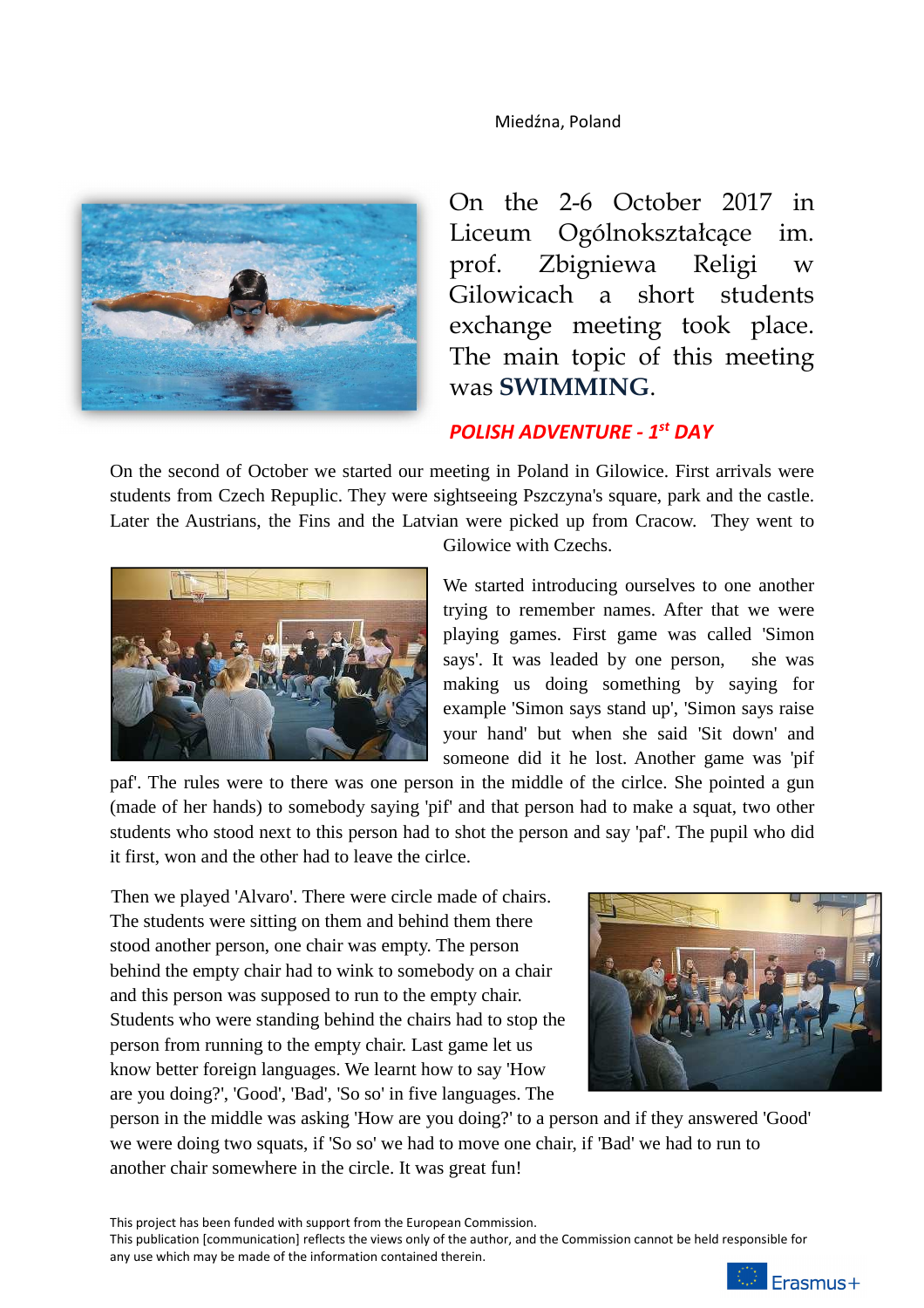Miedźna, Poland

On the 2-6 October 2017 in Liceum Ogólnokształcące im. prof. Zbigniewa Religi w Gilowicach a short students exchange meeting took place. The main topic of this meeting was **SWIMMING**.

## *POLISH ADVENTURE - 1st DAY*

On the second of October we started our meeting in Poland in Gilowice. First arrivals were students from Czech Repuplic. They were sightseeing Pszczyna's square, park and the castle. Later the Austrians, the Fins and the Latvian were picked up from Cracow. They went to Gilowice with Czechs.

We started introducing ourselves to one another trying to remember names. After that we were playing games. First game was called 'Simon says'. It was leaded by one person, she was making us doing something by saying for example 'Simon says stand up', 'Simon says raise your hand' but when she said 'Sit down' and someone did it he lost. Another game was 'pif paf'. The rules were to there was one person in the middle of the cirlce. She pointed a gun (made of her hands) to somebody saying 'pif' and that person had to make a squat, two other students who stood next to this person had to shot the person and say 'paf'. The pupil who did it first, won and the other had to leave the cirlce.

Then we played 'Alvaro'. There were circle made of chairs. The students were sitting on them and behind them there stood another person, one chair was empty. The person behind the empty chair had to wink to somebody on a chair and this person was supposed to run to the empty chair. Students who were standing behind the chairs had to stop the person from running to the empty chair. Last game let us know better foreign languages. We learnt how to say 'How are you doing?', 'Good', 'Bad', 'So so' in five languages. The person in the middle was asking 'How are you doing?' to a person and if they answered 'Good' we were doing two squats, if 'So so' we had to move one chair, if 'Bad' we had to run to another chair somewhere in the circle. It was great fun!

This project has been funded with support from the European Commission.
This publication [communication] reflects the views only of the author, and the Commission cannot be held responsible for any use which may be made of the information contained therein.

Erasmus+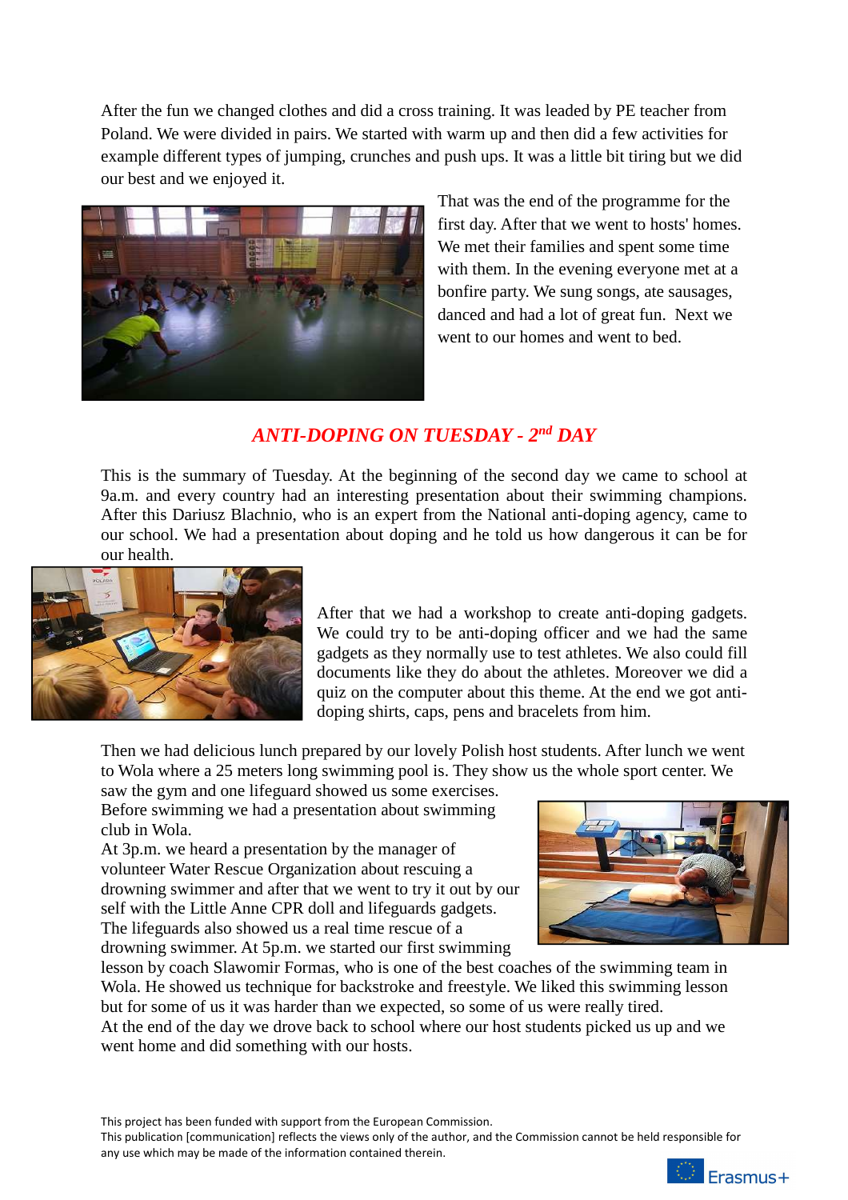After the fun we changed clothes and did a cross training. It was leaded by PE teacher from Poland. We were divided in pairs. We started with warm up and then did a few activities for example different types of jumping, crunches and push ups. It was a little bit tiring but we did our best and we enjoyed it.

That was the end of the programme for the first day. After that we went to hosts' homes. We met their families and spent some time with them. In the evening everyone met at a bonfire party. We sung songs, ate sausages, danced and had a lot of great fun. Next we went to our homes and went to bed.

## *ANTI-DOPING ON TUESDAY - 2nd DAY*

This is the summary of Tuesday. At the beginning of the second day we came to school at 9a.m. and every country had an interesting presentation about their swimming champions. After this Dariusz Blachnio, who is an expert from the National anti-doping agency, came to our school. We had a presentation about doping and he told us how dangerous it can be for our health.

After that we had a workshop to create anti-doping gadgets. We could try to be anti-doping officer and we had the same gadgets as they normally use to test athletes. We also could fill documents like they do about the athletes. Moreover we did a quiz on the computer about this theme. At the end we got anti-doping shirts, caps, pens and bracelets from him.

Then we had delicious lunch prepared by our lovely Polish host students. After lunch we went to Wola where a 25 meters long swimming pool is. They show us the whole sport center. We saw the gym and one lifeguard showed us some exercises.
Before swimming we had a presentation about swimming club in Wola.
At 3p.m. we heard a presentation by the manager of volunteer Water Rescue Organization about rescuing a drowning swimmer and after that we went to try it out by our self with the Little Anne CPR doll and lifeguards gadgets. The lifeguards also showed us a real time rescue of a drowning swimmer. At 5p.m. we started our first swimming lesson by coach Slawomir Formas, who is one of the best coaches of the swimming team in Wola. He showed us technique for backstroke and freestyle. We liked this swimming lesson but for some of us it was harder than we expected, so some of us were really tired.
At the end of the day we drove back to school where our host students picked us up and we went home and did something with our hosts.

This project has been funded with support from the European Commission.
This publication [communication] reflects the views only of the author, and the Commission cannot be held responsible for any use which may be made of the information contained therein.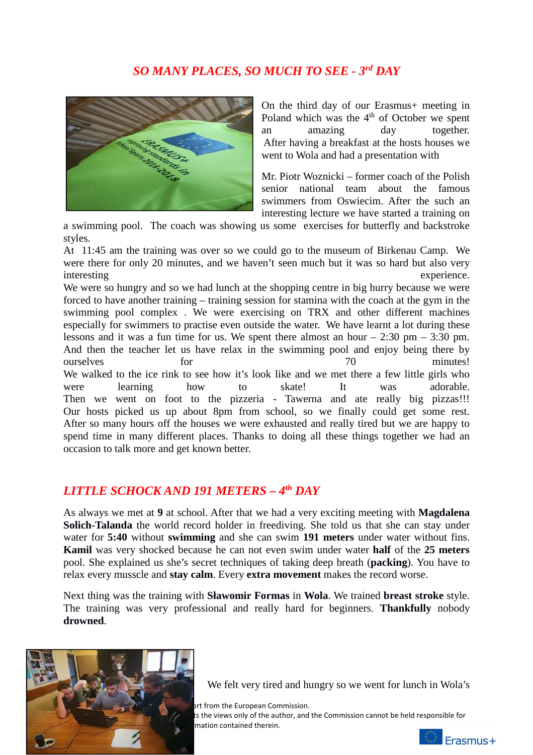## *SO MANY PLACES, SO MUCH TO SEE - 3rd DAY*

On the third day of our Erasmus+ meeting in Poland which was the 4th of October we spent an amazing day together. After having a breakfast at the hosts houses we went to Wola and had a presentation with

Mr. Piotr Woznicki – former coach of the Polish senior national team about the famous swimmers from Oswiecim. After the such an interesting lecture we have started a training on a swimming pool. The coach was showing us some exercises for butterfly and backstroke styles.

At 11:45 am the training was over so we could go to the museum of Birkenau Camp. We were there for only 20 minutes, and we haven't seen much but it was so hard but also very interesting experience.

We were so hungry and so we had lunch at the shopping centre in big hurry because we were forced to have another training – training session for stamina with the coach at the gym in the swimming pool complex . We were exercising on TRX and other different machines especially for swimmers to practise even outside the water. We have learnt a lot during these lessons and it was a fun time for us. We spent there almost an hour – 2:30 pm – 3:30 pm. And then the teacher let us have relax in the swimming pool and enjoy being there by ourselves for 70 minutes!

We walked to the ice rink to see how it's look like and we met there a few little girls who were learning how to skate! It was adorable.

Then we went on foot to the pizzeria - Tawerna and ate really big pizzas!!!

Our hosts picked us up about 8pm from school, so we finally could get some rest.

After so many hours off the houses we were exhausted and really tired but we are happy to spend time in many different places. Thanks to doing all these things together we had an occasion to talk more and get known better.

## *LITTLE SCHOCK AND 191 METERS – 4th DAY*

As always we met at **9** at school. After that we had a very exciting meeting with **Magdalena Solich-Talanda** the world record holder in freediving. She told us that she can stay under water for **5:40** without **swimming** and she can swim **191 meters** under water without fins. **Kamil** was very shocked because he can not even swim under water **half** of the **25 meters** pool. She explained us she's secret techniques of taking deep breath (**packing**). You have to relax every musscle and **stay calm**. Every **extra movement** makes the record worse.

Next thing was the training with **Sławomir Formas** in **Wola**. We trained **breast stroke** style. The training was very professional and really hard for beginners. **Thankfully** nobody **drowned**.

We felt very tired and hungry so we went for lunch in Wola's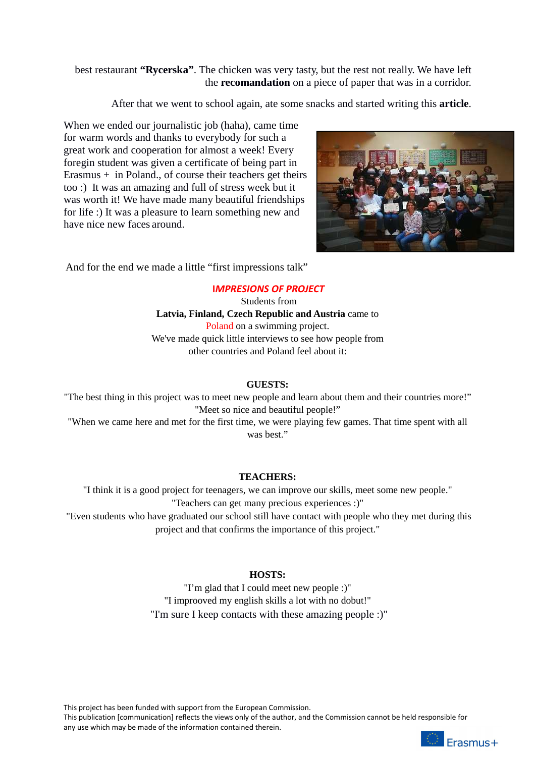best restaurant **"Rycerska"**. The chicken was very tasty, but the rest not really. We have left the **recomandation** on a piece of paper that was in a corridor.

After that we went to school again, ate some snacks and started writing this **article**.

When we ended our journalistic job (haha), came time for warm words and thanks to everybody for such a great work and cooperation for almost a week! Every foregin student was given a certificate of being part in Erasmus + in Poland., of course their teachers get theirs too :) It was an amazing and full of stress week but it was worth it! We have made many beautiful friendships for life :) It was a pleasure to learn something new and have nice new faces around.

And for the end we made a little "first impressions talk"

## *IMPRESIONS OF PROJECT*

Students from **Latvia, Finland, Czech Republic and Austria** came to Poland on a swimming project.
We've made quick little interviews to see how people from other countries and Poland feel about it:

### GUESTS:

"The best thing in this project was to meet new people and learn about them and their countries more!"

"Meet so nice and beautiful people!"

"When we came here and met for the first time, we were playing few games. That time spent with all was best."

### TEACHERS:

"I think it is a good project for teenagers, we can improve our skills, meet some new people."

"Teachers can get many precious experiences :)"

"Even students who have graduated our school still have contact with people who they met during this project and that confirms the importance of this project."

### HOSTS:

"I'm glad that I could meet new people :)"

"I improoved my english skills a lot with no dobut!"

"I'm sure I keep contacts with these amazing people :)"

This project has been funded with support from the European Commission.
This publication [communication] reflects the views only of the author, and the Commission cannot be held responsible for any use which may be made of the information contained therein.

Erasmus+